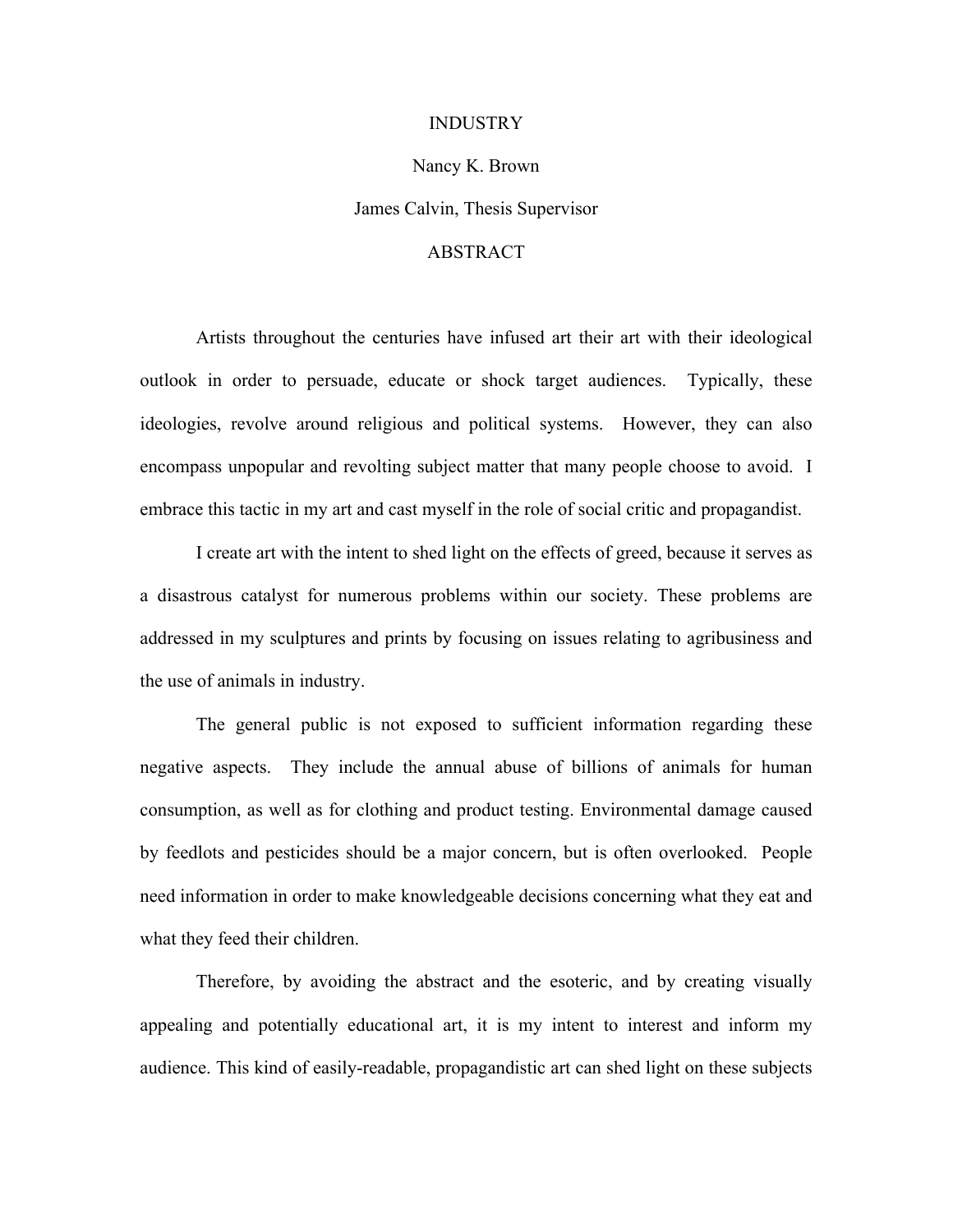# INDUSTRY

Nancy K. Brown

James Calvin, Thesis Supervisor

## ABSTRACT

Artists throughout the centuries have infused art their art with their ideological outlook in order to persuade, educate or shock target audiences. Typically, these ideologies, revolve around religious and political systems. However, they can also encompass unpopular and revolting subject matter that many people choose to avoid. I embrace this tactic in my art and cast myself in the role of social critic and propagandist.

I create art with the intent to shed light on the effects of greed, because it serves as a disastrous catalyst for numerous problems within our society. These problems are addressed in my sculptures and prints by focusing on issues relating to agribusiness and the use of animals in industry.

The general public is not exposed to sufficient information regarding these negative aspects. They include the annual abuse of billions of animals for human consumption, as well as for clothing and product testing. Environmental damage caused by feedlots and pesticides should be a major concern, but is often overlooked. People need information in order to make knowledgeable decisions concerning what they eat and what they feed their children.

Therefore, by avoiding the abstract and the esoteric, and by creating visually appealing and potentially educational art, it is my intent to interest and inform my audience. This kind of easily-readable, propagandistic art can shed light on these subjects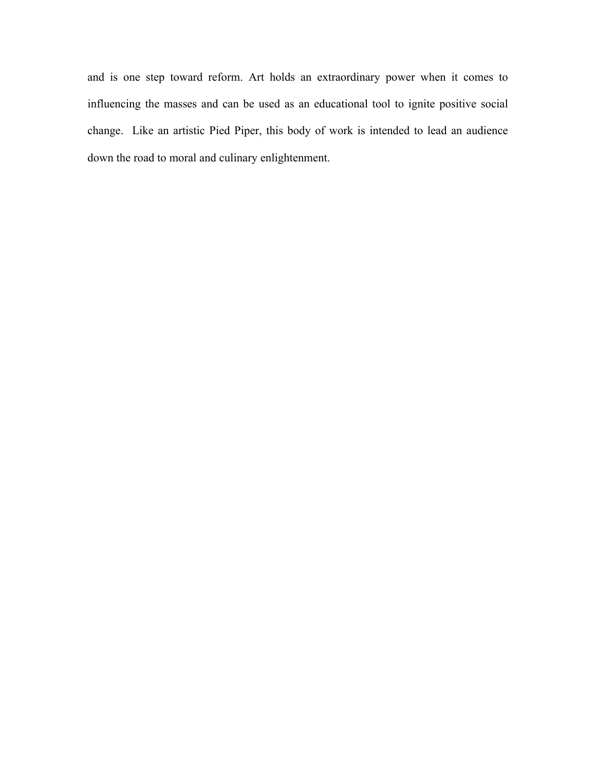and is one step toward reform. Art holds an extraordinary power when it comes to influencing the masses and can be used as an educational tool to ignite positive social change. Like an artistic Pied Piper, this body of work is intended to lead an audience down the road to moral and culinary enlightenment.